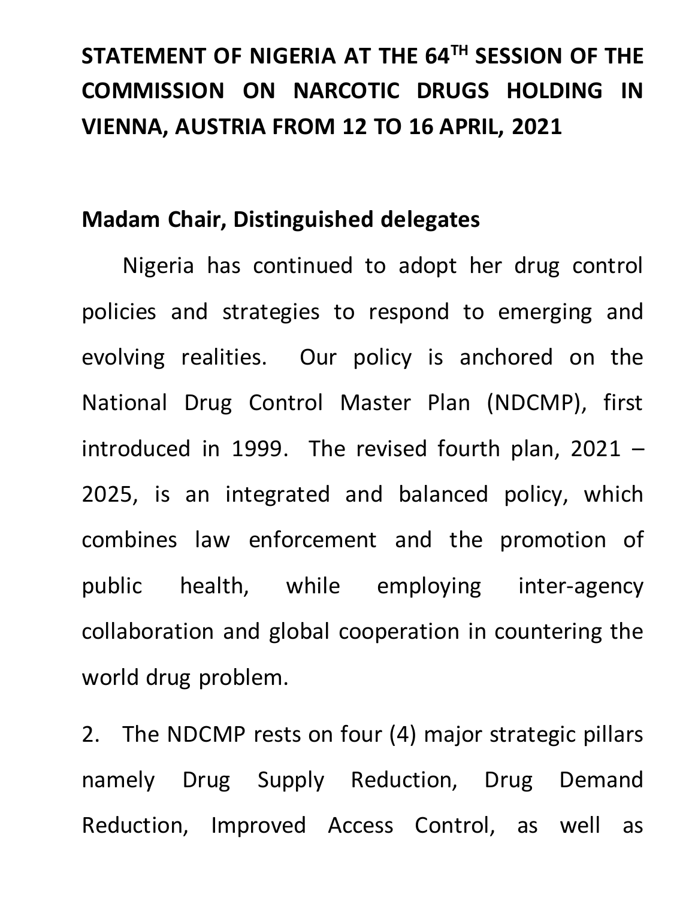# STATEMENT OF NIGERIA AT THE 64TH SESSION OF THE COMMISSION ON NARCOTIC DRUGS HOLDING IN VIENNA, AUSTRIA FROM 12 TO 16 APRIL, 2021

**Madam Chair, Distinguished delegates**

Nigeria has continued to adopt her drug control policies and strategies to respond to emerging and evolving realities. Our policy is anchored on the National Drug Control Master Plan (NDCMP), first introduced in 1999. The revised fourth plan, 2021 – 2025, is an integrated and balanced policy, which combines law enforcement and the promotion of public health, while employing inter-agency collaboration and global cooperation in countering the world drug problem.

2. The NDCMP rests on four (4) major strategic pillars namely Drug Supply Reduction, Drug Demand Reduction, Improved Access Control, as well as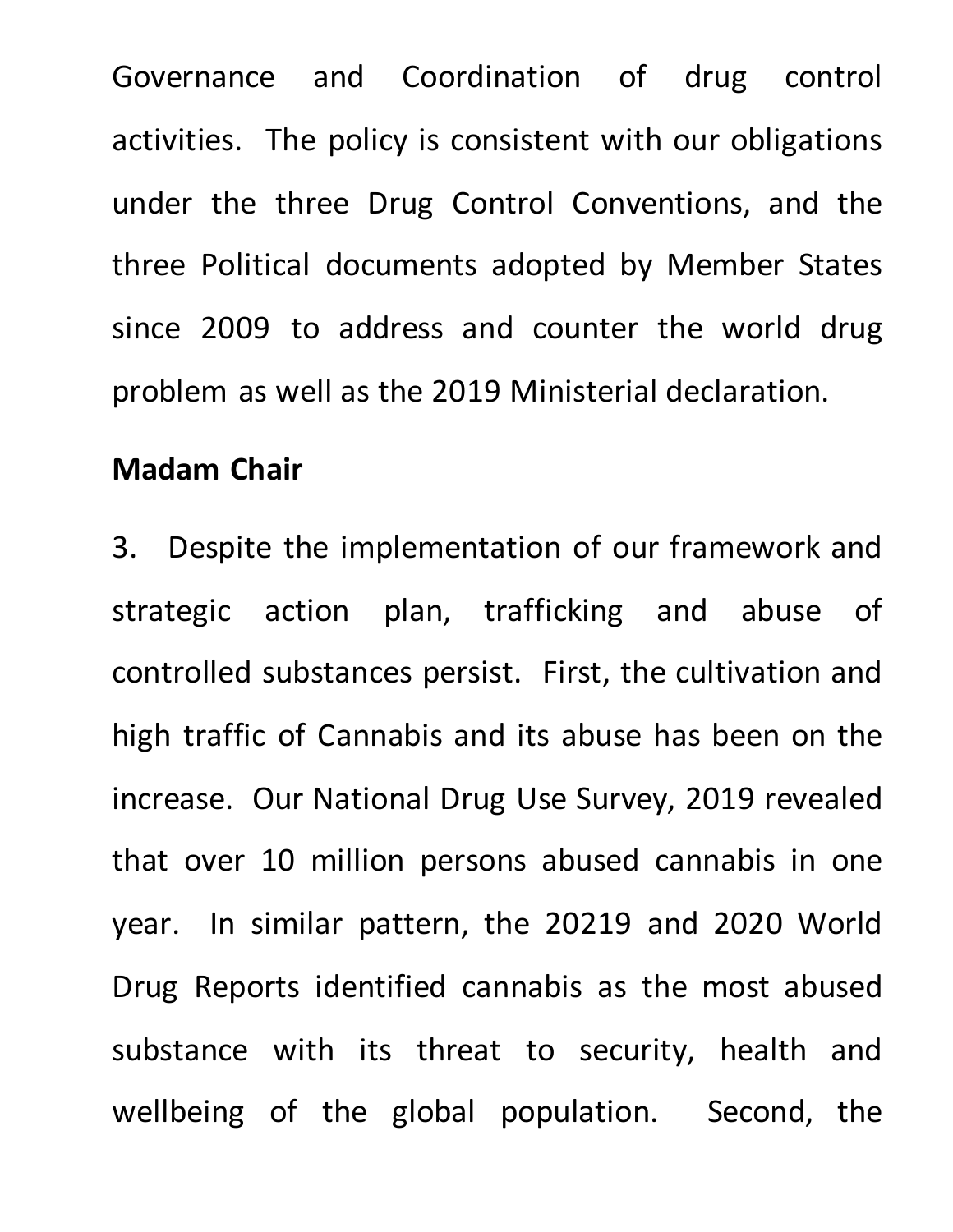Governance and Coordination of drug control activities. The policy is consistent with our obligations under the three Drug Control Conventions, and the three Political documents adopted by Member States since 2009 to address and counter the world drug problem as well as the 2019 Ministerial declaration.

**Madam Chair**

3. Despite the implementation of our framework and strategic action plan, trafficking and abuse of controlled substances persist. First, the cultivation and high traffic of Cannabis and its abuse has been on the increase. Our National Drug Use Survey, 2019 revealed that over 10 million persons abused cannabis in one year. In similar pattern, the 20219 and 2020 World Drug Reports identified cannabis as the most abused substance with its threat to security, health and wellbeing of the global population. Second, the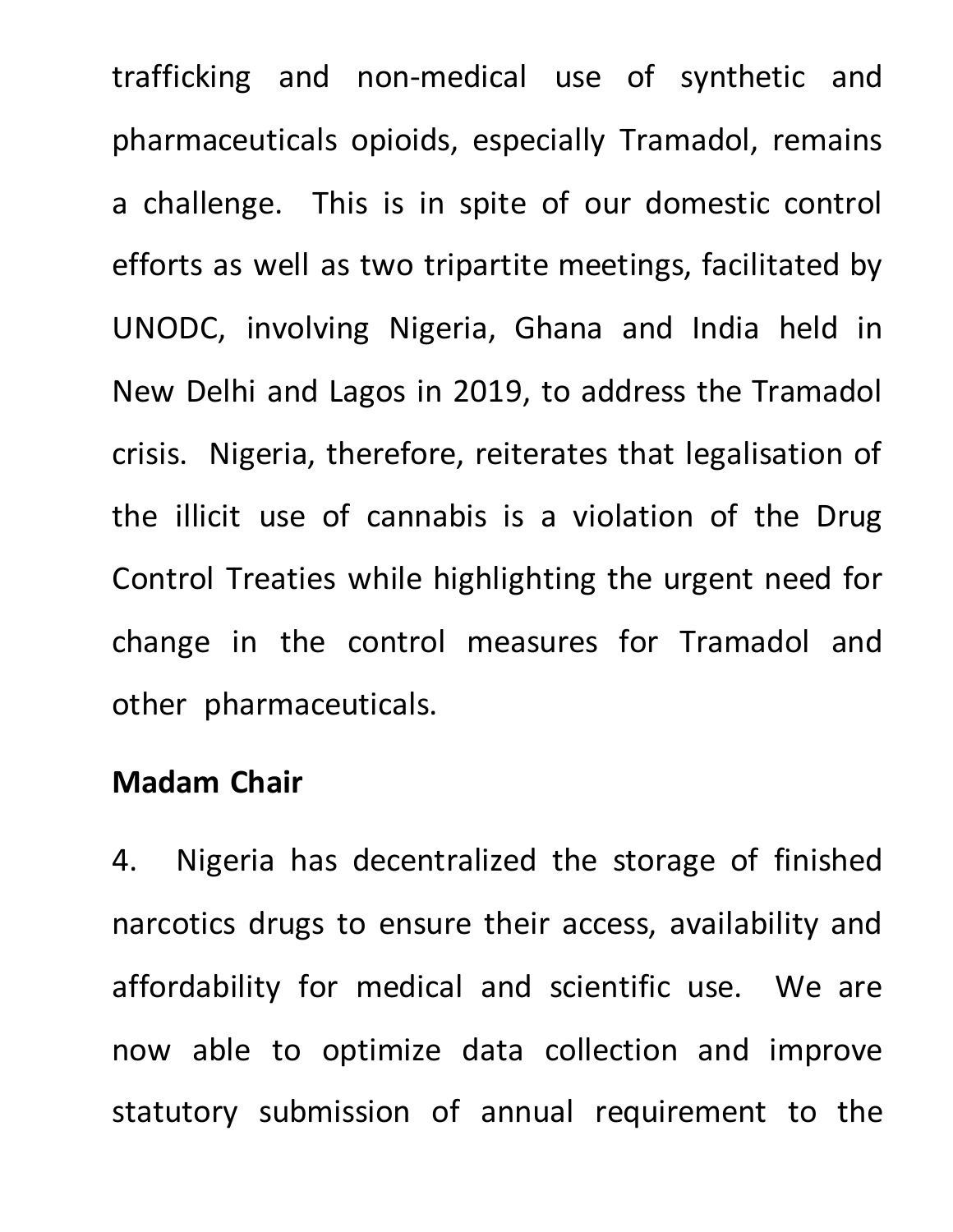trafficking and non-medical use of synthetic and pharmaceuticals opioids, especially Tramadol, remains a challenge. This is in spite of our domestic control efforts as well as two tripartite meetings, facilitated by UNODC, involving Nigeria, Ghana and India held in New Delhi and Lagos in 2019, to address the Tramadol crisis. Nigeria, therefore, reiterates that legalisation of the illicit use of cannabis is a violation of the Drug Control Treaties while highlighting the urgent need for change in the control measures for Tramadol and other pharmaceuticals.

**Madam Chair**

4. Nigeria has decentralized the storage of finished narcotics drugs to ensure their access, availability and affordability for medical and scientific use. We are now able to optimize data collection and improve statutory submission of annual requirement to the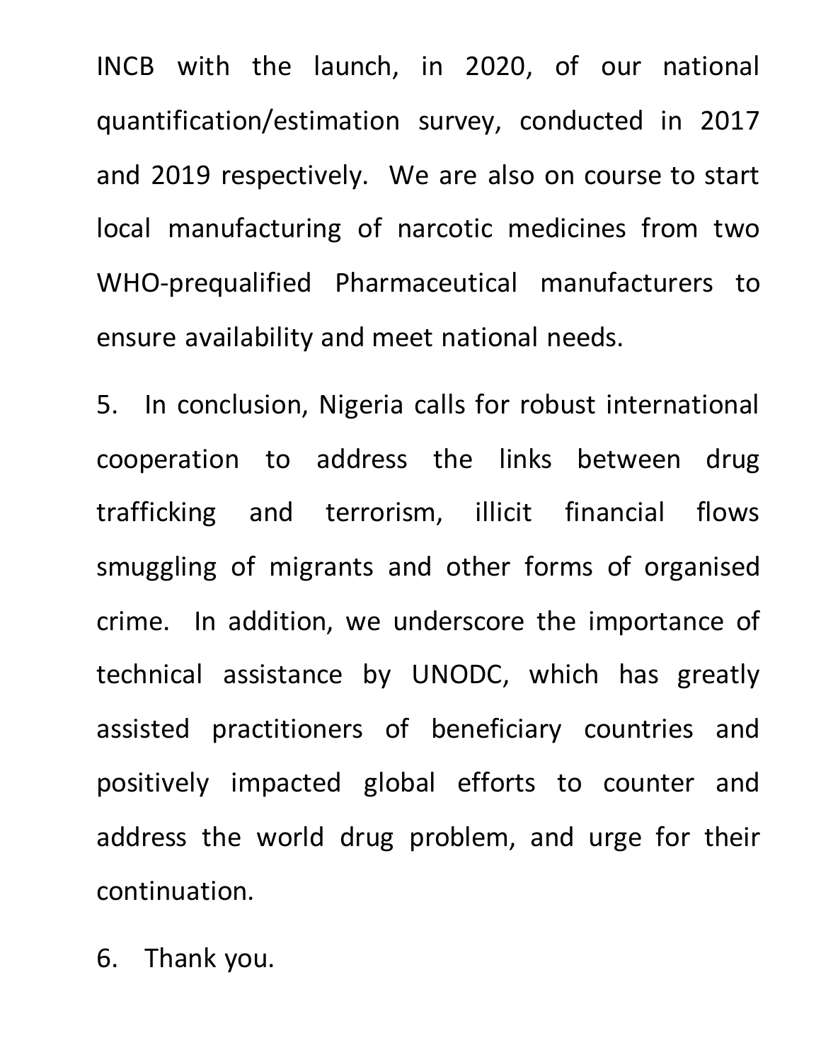INCB with the launch, in 2020, of our national quantification/estimation survey, conducted in 2017 and 2019 respectively. We are also on course to start local manufacturing of narcotic medicines from two WHO-prequalified Pharmaceutical manufacturers to ensure availability and meet national needs.

5. In conclusion, Nigeria calls for robust international cooperation to address the links between drug trafficking and terrorism, illicit financial flows smuggling of migrants and other forms of organised crime. In addition, we underscore the importance of technical assistance by UNODC, which has greatly assisted practitioners of beneficiary countries and positively impacted global efforts to counter and address the world drug problem, and urge for their continuation.

6. Thank you.